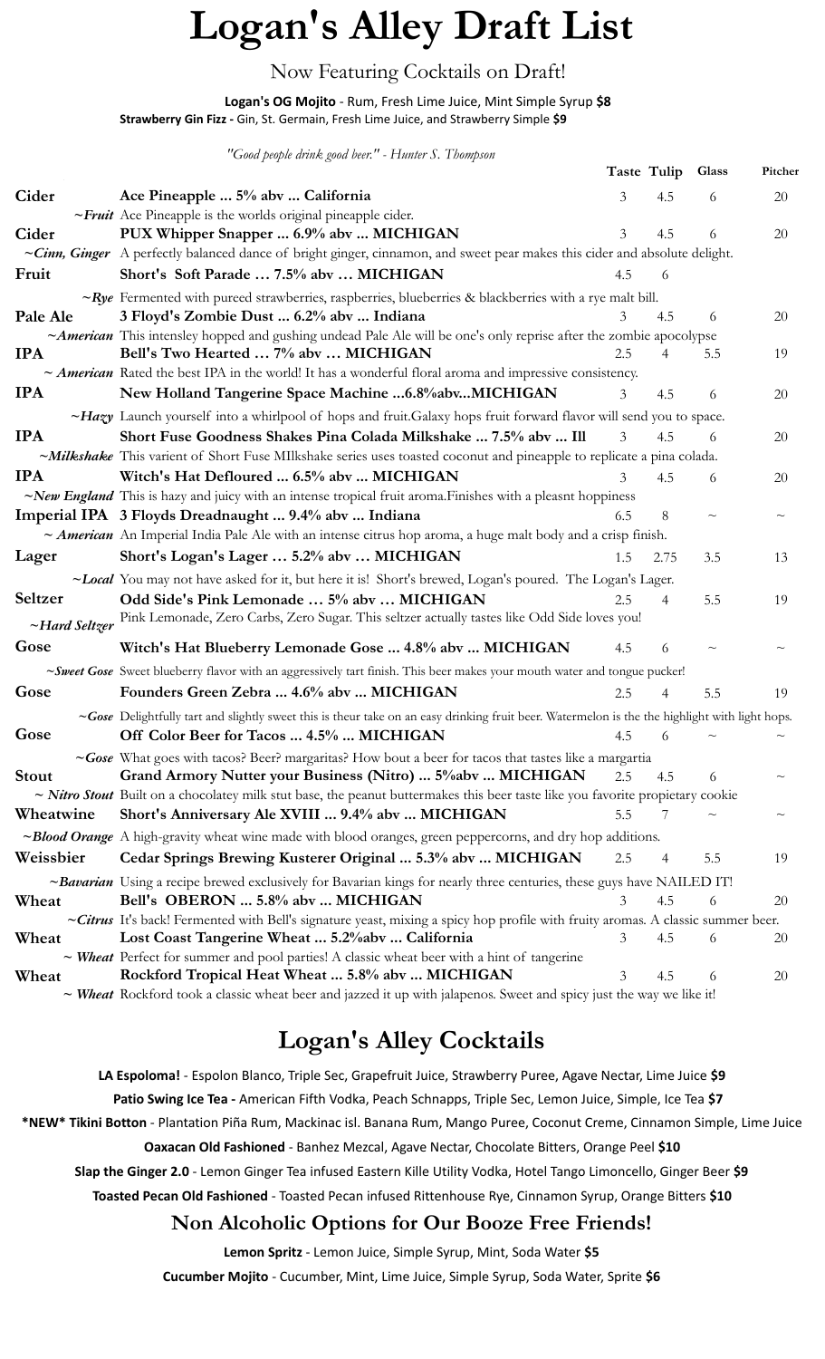# Logan's Alley Draft List

## Now Featuring Cocktails on Draft!

**Logan's OG Mojito** - Rum, Fresh Lime Juice, Mint Simple Syrup **$8**

**Strawberry Gin Fizz -** Gin, St. Germain, Fresh Lime Juice, and Strawberry Simple **$9**

*"Good people drink good beer." - Hunter S. Thompson*

| Style | Beer | Taste | Tulip | Glass | Pitcher |
|---|---|---|---|---|---|
| **Cider** | **Ace Pineapple ... 5% abv ... California** | 3 | 4.5 | 6 | 20 |
| ***~Fruit*** | Ace Pineapple is the worlds original pineapple cider. | | | | |
| **Cider** | **PUX Whipper Snapper ... 6.9% abv ... MICHIGAN** | 3 | 4.5 | 6 | 20 |
| ***~Cinn, Ginger*** | A perfectly balanced dance of bright ginger, cinnamon, and sweet pear makes this cider and absolute delight. | | | | |
| **Fruit** | **Short's Soft Parade … 7.5% abv … MICHIGAN** | 4.5 | 6 | | |
| ***~Rye*** | Fermented with pureed strawberries, raspberries, blueberries & blackberries with a rye malt bill. | | | | |
| **Pale Ale** | **3 Floyd's Zombie Dust ... 6.2% abv ... Indiana** | 3 | 4.5 | 6 | 20 |
| ***~American*** | This intensley hopped and gushing undead Pale Ale will be one's only reprise after the zombie apocolypse | | | | |
| **IPA** | **Bell's Two Hearted … 7% abv … MICHIGAN** | 2.5 | 4 | 5.5 | 19 |
| ***~ American*** | Rated the best IPA in the world! It has a wonderful floral aroma and impressive consistency. | | | | |
| **IPA** | **New Holland Tangerine Space Machine ...6.8%abv...MICHIGAN** | 3 | 4.5 | 6 | 20 |
| ***~Hazy*** | Launch yourself into a whirlpool of hops and fruit.Galaxy hops fruit forward flavor will send you to space. | | | | |
| **IPA** | **Short Fuse Goodness Shakes Pina Colada Milkshake ... 7.5% abv ... Ill** | 3 | 4.5 | 6 | 20 |
| ***~Milkshake*** | This varient of Short Fuse MIlkshake series uses toasted coconut and pineapple to replicate a pina colada. | | | | |
| **IPA** | **Witch's Hat Defloured ... 6.5% abv ... MICHIGAN** | 3 | 4.5 | 6 | 20 |
| ***~New England*** | This is hazy and juicy with an intense tropical fruit aroma.Finishes with a pleasnt hoppiness | | | | |
| **Imperial IPA** | **3 Floyds Dreadnaught ... 9.4% abv ... Indiana** | 6.5 | 8 | ~ | ~ |
| ***~ American*** | An Imperial India Pale Ale with an intense citrus hop aroma, a huge malt body and a crisp finish. | | | | |
| **Lager** | **Short's Logan's Lager … 5.2% abv … MICHIGAN** | 1.5 | 2.75 | 3.5 | 13 |
| ***~Local*** | You may not have asked for it, but here it is! Short's brewed, Logan's poured. The Logan's Lager. | | | | |
| **Seltzer** | **Odd Side's Pink Lemonade … 5% abv … MICHIGAN** | 2.5 | 4 | 5.5 | 19 |
| ***~Hard Seltzer*** | Pink Lemonade, Zero Carbs, Zero Sugar. This seltzer actually tastes like Odd Side loves you! | | | | |
| **Gose** | **Witch's Hat Blueberry Lemonade Gose ... 4.8% abv ... MICHIGAN** | 4.5 | 6 | ~ | ~ |
| ***~Sweet Gose*** | Sweet blueberry flavor with an aggressively tart finish. This beer makes your mouth water and tongue pucker! | | | | |
| **Gose** | **Founders Green Zebra ... 4.6% abv ... MICHIGAN** | 2.5 | 4 | 5.5 | 19 |
| ***~Gose*** | Delightfully tart and slightly sweet this is theur take on an easy drinking fruit beer. Watermelon is the the highlight with light hops. | | | | |
| **Gose** | **Off Color Beer for Tacos ... 4.5% ... MICHIGAN** | 4.5 | 6 | ~ | ~ |
| ***~Gose*** | What goes with tacos? Beer? margaritas? How bout a beer for tacos that tastes like a margartia | | | | |
| **Stout** | **Grand Armory Nutter your Business (Nitro) ... 5%abv ... MICHIGAN** | 2.5 | 4.5 | 6 | ~ |
| ***~ Nitro Stout*** | Built on a chocolatey milk stut base, the peanut buttermakes this beer taste like you favorite propietary cookie | | | | |
| **Wheatwine** | **Short's Anniversary Ale XVIII ... 9.4% abv ... MICHIGAN** | 5.5 | 7 | ~ | ~ |
| ***~Blood Orange*** | A high-gravity wheat wine made with blood oranges, green peppercorns, and dry hop additions. | | | | |
| **Weissbier** | **Cedar Springs Brewing Kusterer Original ... 5.3% abv ... MICHIGAN** | 2.5 | 4 | 5.5 | 19 |
| ***~Bavarian*** | Using a recipe brewed exclusively for Bavarian kings for nearly three centuries, these guys have NAILED IT! | | | | |
| **Wheat** | **Bell's OBERON ... 5.8% abv ... MICHIGAN** | 3 | 4.5 | 6 | 20 |
| ***~Citrus*** | It's back! Fermented with Bell's signature yeast, mixing a spicy hop profile with fruity aromas. A classic summer beer. | | | | |
| **Wheat** | **Lost Coast Tangerine Wheat ... 5.2%abv ... California** | 3 | 4.5 | 6 | 20 |
| ***~ Wheat*** | Perfect for summer and pool parties! A classic wheat beer with a hint of tangerine | | | | |
| **Wheat** | **Rockford Tropical Heat Wheat ... 5.8% abv ... MICHIGAN** | 3 | 4.5 | 6 | 20 |
| ***~ Wheat*** | Rockford took a classic wheat beer and jazzed it up with jalapenos. Sweet and spicy just the way we like it! | | | | |

## Logan's Alley Cocktails

**LA Espoloma!** - Espolon Blanco, Triple Sec, Grapefruit Juice, Strawberry Puree, Agave Nectar, Lime Juice **$9**

**Patio Swing Ice Tea -** American Fifth Vodka, Peach Schnapps, Triple Sec, Lemon Juice, Simple, Ice Tea **$7**

**\*NEW\* Tikini Botton** - Plantation Piña Rum, Mackinac isl. Banana Rum, Mango Puree, Coconut Creme, Cinnamon Simple, Lime Juice

**Oaxacan Old Fashioned** - Banhez Mezcal, Agave Nectar, Chocolate Bitters, Orange Peel **$10**

**Slap the Ginger 2.0** - Lemon Ginger Tea infused Eastern Kille Utility Vodka, Hotel Tango Limoncello, Ginger Beer **$9**

**Toasted Pecan Old Fashioned** - Toasted Pecan infused Rittenhouse Rye, Cinnamon Syrup, Orange Bitters **$10**

## Non Alcoholic Options for Our Booze Free Friends!

**Lemon Spritz** - Lemon Juice, Simple Syrup, Mint, Soda Water **$5**

**Cucumber Mojito** - Cucumber, Mint, Lime Juice, Simple Syrup, Soda Water, Sprite **$6**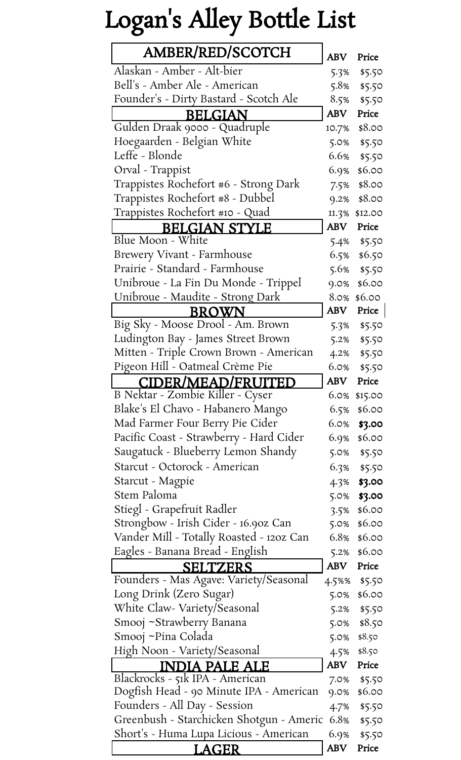# Logan's Alley Bottle List

| AMBER/RED/SCOTCH | ABV | Price |
| --- | --- | --- |
| Alaskan - Amber - Alt-bier | 5.3% | $5.50 |
| Bell's - Amber Ale - American | 5.8% | $5.50 |
| Founder's - Dirty Bastard - Scotch Ale | 8.5% | $5.50 |

| BELGIAN | ABV | Price |
| --- | --- | --- |
| Gulden Draak 9000 - Quadruple | 10.7% | $8.00 |
| Hoegaarden - Belgian White | 5.0% | $5.50 |
| Leffe - Blonde | 6.6% | $5.50 |
| Orval - Trappist | 6.9% | $6.00 |
| Trappistes Rochefort #6 - Strong Dark | 7.5% | $8.00 |
| Trappistes Rochefort #8 - Dubbel | 9.2% | $8.00 |
| Trappistes Rochefort #10 - Quad | 11.3% | $12.00 |

| BELGIAN STYLE | ABV | Price |
| --- | --- | --- |
| Blue Moon - White | 5.4% | $5.50 |
| Brewery Vivant - Farmhouse | 6.5% | $6.50 |
| Prairie - Standard - Farmhouse | 5.6% | $5.50 |
| Unibroue - La Fin Du Monde - Trippel | 9.0% | $6.00 |
| Unibroue - Maudite - Strong Dark | 8.0% | $6.00 |

| BROWN | ABV | Price |
| --- | --- | --- |
| Big Sky - Moose Drool - Am. Brown | 5.3% | $5.50 |
| Ludington Bay - James Street Brown | 5.2% | $5.50 |
| Mitten - Triple Crown Brown - American | 4.2% | $5.50 |
| Pigeon Hill - Oatmeal Crème Pie | 6.0% | $5.50 |

| CIDER/MEAD/FRUITED | ABV | Price |
| --- | --- | --- |
| B Nektar - Zombie Killer - Cyser | 6.0% | $15.00 |
| Blake's El Chavo - Habanero Mango | 6.5% | $6.00 |
| Mad Farmer Four Berry Pie Cider | 6.0% | **$3.00** |
| Pacific Coast - Strawberry - Hard Cider | 6.9% | $6.00 |
| Saugatuck - Blueberry Lemon Shandy | 5.0% | $5.50 |
| Starcut - Octorock - American | 6.3% | $5.50 |
| Starcut - Magpie | 4.3% | **$3.00** |
| Stem Paloma | 5.0% | **$3.00** |
| Stiegl - Grapefruit Radler | 3.5% | $6.00 |
| Strongbow - Irish Cider - 16.9oz Can | 5.0% | $6.00 |
| Vander Mill - Totally Roasted - 12oz Can | 6.8% | $6.00 |
| Eagles - Banana Bread - English | 5.2% | $6.00 |

| SELTZERS | ABV | Price |
| --- | --- | --- |
| Founders - Mas Agave: Variety/Seasonal | 4.5%% | $5.50 |
| Long Drink (Zero Sugar) | 5.0% | $6.00 |
| White Claw- Variety/Seasonal | 5.2% | $5.50 |
| Smooj ~Strawberry Banana | 5.0% | $8.50 |
| Smooj ~Pina Colada | 5.0% | $8.50 |
| High Noon - Variety/Seasonal | 4.5% | $8.50 |

| INDIA PALE ALE | ABV | Price |
| --- | --- | --- |
| Blackrocks - 51k IPA - American | 7.0% | $5.50 |
| Dogfish Head - 90 Minute IPA - American | 9.0% | $6.00 |
| Founders - All Day - Session | 4.7% | $5.50 |
| Greenbush - Starchicken Shotgun - Americ | 6.8% | $5.50 |
| Short's - Huma Lupa Licious - American | 6.9% | $5.50 |

| LAGER | ABV | Price |
| --- | --- | --- |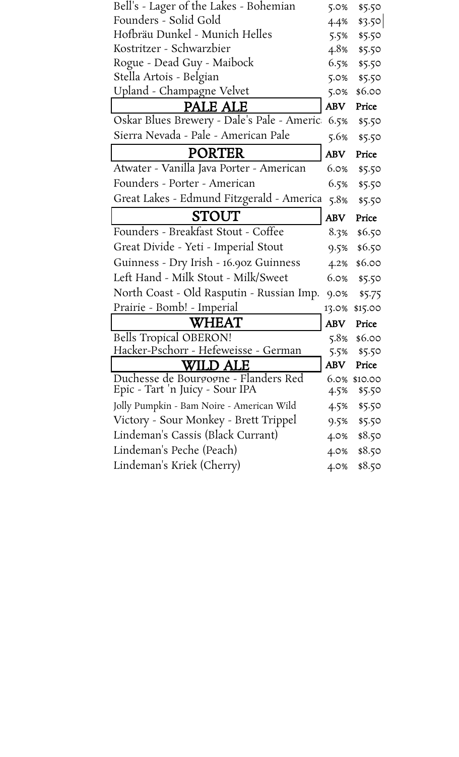| | ABV | Price |
|---|---|---|
| Bell's - Lager of the Lakes - Bohemian | 5.0% | $5.50 |
| Founders - Solid Gold | 4.4% | $3.50 |
| Hofbräu Dunkel - Munich Helles | 5.5% | $5.50 |
| Kostritzer - Schwarzbier | 4.8% | $5.50 |
| Rogue - Dead Guy - Maibock | 6.5% | $5.50 |
| Stella Artois - Belgian | 5.0% | $5.50 |
| Upland - Champagne Velvet | 5.0% | $6.00 |

| PALE ALE | ABV | Price |
|---|---|---|
| Oskar Blues Brewery - Dale's Pale - Americ | 6.5% | $5.50 |
| Sierra Nevada - Pale - American Pale | 5.6% | $5.50 |

| PORTER | ABV | Price |
|---|---|---|
| Atwater - Vanilla Java Porter - American | 6.0% | $5.50 |
| Founders - Porter - American | 6.5% | $5.50 |
| Great Lakes - Edmund Fitzgerald - America | 5.8% | $5.50 |

| STOUT | ABV | Price |
|---|---|---|
| Founders - Breakfast Stout - Coffee | 8.3% | $6.50 |
| Great Divide - Yeti - Imperial Stout | 9.5% | $6.50 |
| Guinness - Dry Irish - 16.9oz Guinness | 4.2% | $6.00 |
| Left Hand - Milk Stout - Milk/Sweet | 6.0% | $5.50 |
| North Coast - Old Rasputin - Russian Imp. | 9.0% | $5.75 |
| Prairie - Bomb! - Imperial | 13.0% | $15.00 |

| WHEAT | ABV | Price |
|---|---|---|
| Bells Tropical OBERON! | 5.8% | $6.00 |
| Hacker-Pschorr - Hefeweisse - German | 5.5% | $5.50 |

| WILD ALE | ABV | Price |
|---|---|---|
| Duchesse de Bourgogne - Flanders Red | 6.0% | $10.00 |
| Epic - Tart 'n Juicy - Sour IPA | 4.5% | $5.50 |
| Jolly Pumpkin - Bam Noire - American Wild | 4.5% | $5.50 |
| Victory - Sour Monkey - Brett Trippel | 9.5% | $5.50 |
| Lindeman's Cassis (Black Currant) | 4.0% | $8.50 |
| Lindeman's Peche (Peach) | 4.0% | $8.50 |
| Lindeman's Kriek (Cherry) | 4.0% | $8.50 |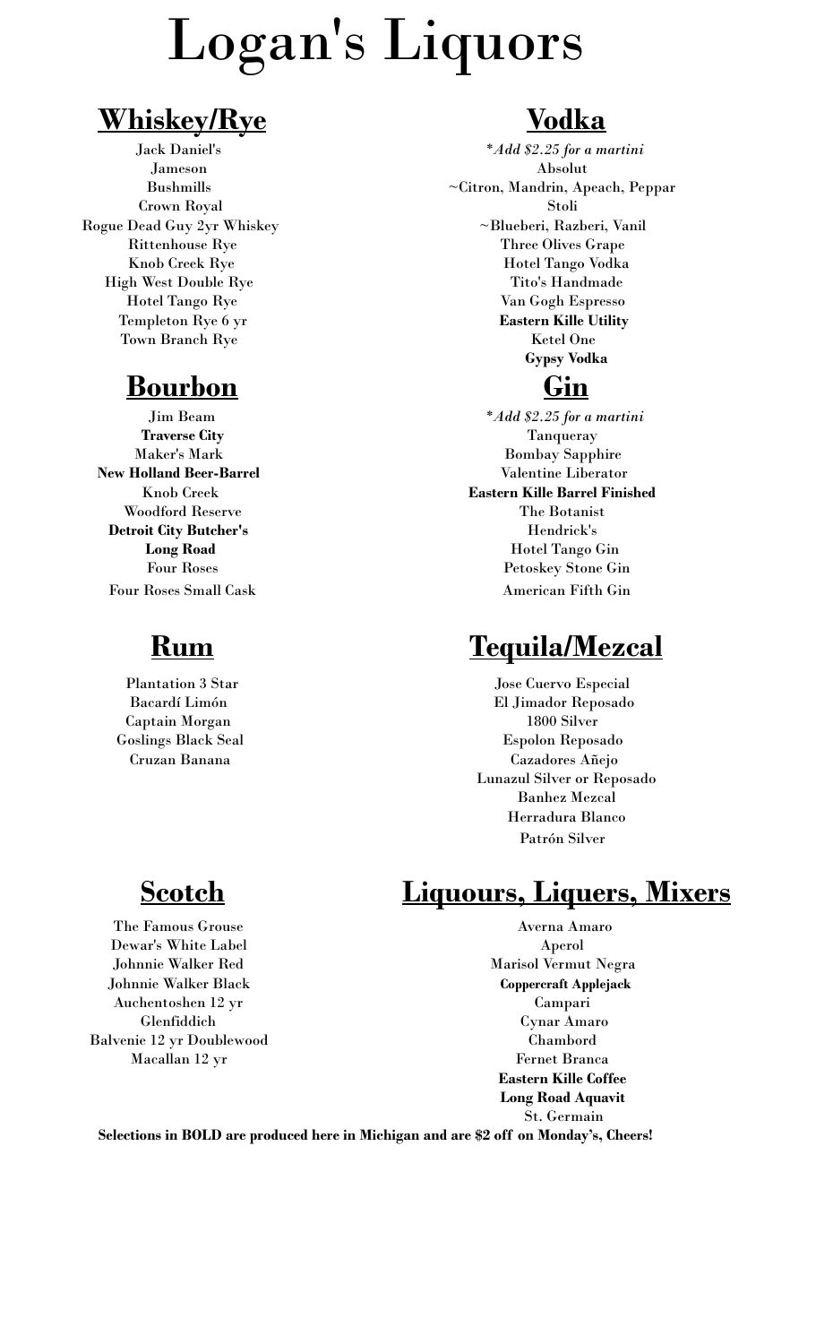# Logan's Liquors

## Whiskey/Rye

Jack Daniel's
Jameson
Bushmills
Crown Royal
Rogue Dead Guy 2yr Whiskey
Rittenhouse Rye
Knob Creek Rye
High West Double Rye
Hotel Tango Rye
Templeton Rye 6 yr
Town Branch Rye

## Bourbon

Jim Beam
**Traverse City**
Maker's Mark
**New Holland Beer-Barrel**
Knob Creek
Woodford Reserve
**Detroit City Butcher's**
**Long Road**
Four Roses
Four Roses Small Cask

## Rum

Plantation 3 Star
Bacardí Limón
Captain Morgan
Goslings Black Seal
Cruzan Banana

## Scotch

The Famous Grouse
Dewar's White Label
Johnnie Walker Red
Johnnie Walker Black
Auchentoshen 12 yr
Glenfiddich
Balvenie 12 yr Doublewood
Macallan 12 yr

## Vodka

*\*Add $2.25 for a martini*
Absolut
~Citron, Mandrin, Apeach, Peppar
Stoli
~Blueberi, Razberi, Vanil
Three Olives Grape
Hotel Tango Vodka
Tito's Handmade
Van Gogh Espresso
**Eastern Kille Utility**
Ketel One
**Gypsy Vodka**

## Gin

*\*Add $2.25 for a martini*
Tanqueray
Bombay Sapphire
Valentine Liberator
**Eastern Kille Barrel Finished**
The Botanist
Hendrick's
Hotel Tango Gin
Petoskey Stone Gin
American Fifth Gin

## Tequila/Mezcal

Jose Cuervo Especial
El Jimador Reposado
1800 Silver
Espolon Reposado
Cazadores Añejo
Lunazul Silver or Reposado
Banhez Mezcal
Herradura Blanco
Patrón Silver

## Liquours, Liquers, Mixers

Averna Amaro
Aperol
Marisol Vermut Negra
**Coppercraft Applejack**
Campari
Cynar Amaro
Chambord
Fernet Branca
**Eastern Kille Coffee**
**Long Road Aquavit**
St. Germain

**Selections in BOLD are produced here in Michigan and are $2 off on Monday's, Cheers!**